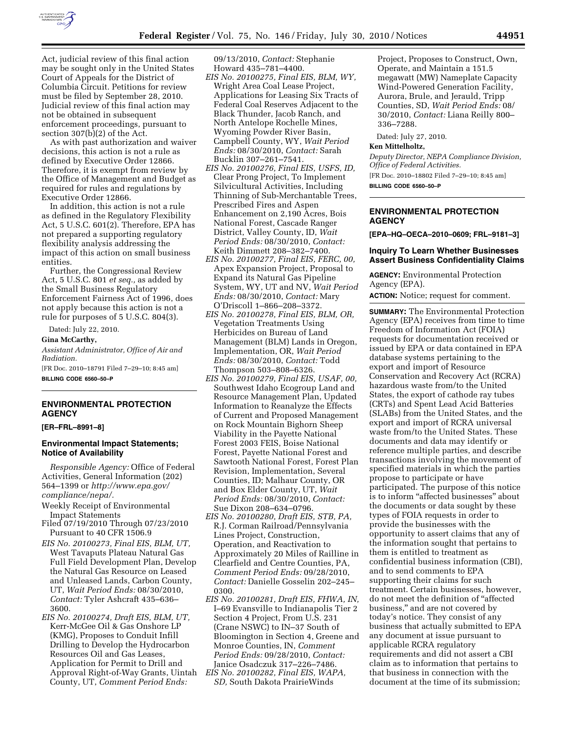Act, judicial review of this final action may be sought only in the United States Court of Appeals for the District of Columbia Circuit. Petitions for review must be filed by September 28, 2010. Judicial review of this final action may not be obtained in subsequent enforcement proceedings, pursuant to section 307(b)(2) of the Act.

As with past authorization and waiver decisions, this action is not a rule as defined by Executive Order 12866. Therefore, it is exempt from review by the Office of Management and Budget as required for rules and regulations by Executive Order 12866.

In addition, this action is not a rule as defined in the Regulatory Flexibility Act, 5 U.S.C. 601(2). Therefore, EPA has not prepared a supporting regulatory flexibility analysis addressing the impact of this action on small business entities.

Further, the Congressional Review Act, 5 U.S.C. 801 *et seq.,* as added by the Small Business Regulatory Enforcement Fairness Act of 1996, does not apply because this action is not a rule for purposes of 5 U.S.C. 804(3).

Dated: July 22, 2010.

**Gina McCarthy,**

*Assistant Administrator, Office of Air and Radiation.*

[FR Doc. 2010–18791 Filed 7–29–10; 8:45 am]

**BILLING CODE 6560–50–P**

## ENVIRONMENTAL PROTECTION AGENCY

**[ER–FRL–8991–8]**

### Environmental Impact Statements; Notice of Availability

*Responsible Agency:* Office of Federal Activities, General Information (202) 564–1399 or *http://www.epa.gov/compliance/nepa/.*

Weekly Receipt of Environmental Impact Statements

Filed 07/19/2010 Through 07/23/2010 Pursuant to 40 CFR 1506.9

*EIS No. 20100273, Final EIS, BLM, UT,* West Tavaputs Plateau Natural Gas Full Field Development Plan, Develop the Natural Gas Resource on Leased and Unleased Lands, Carbon County, UT, *Wait Period Ends:* 08/30/2010, *Contact:* Tyler Ashcraft 435–636–3600.

*EIS No. 20100274, Draft EIS, BLM, UT,* Kerr-McGee Oil & Gas Onshore LP (KMG), Proposes to Conduit Infill Drilling to Develop the Hydrocarbon Resources Oil and Gas Leases, Application for Permit to Drill and Approval Right-of-Way Grants, Uintah County, UT, *Comment Period Ends:* 09/13/2010, *Contact:* Stephanie Howard 435–781–4400.

*EIS No. 20100275, Final EIS, BLM, WY,* Wright Area Coal Lease Project, Applications for Leasing Six Tracts of Federal Coal Reserves Adjacent to the Black Thunder, Jacob Ranch, and North Antelope Rochelle Mines, Wyoming Powder River Basin, Campbell County, WY, *Wait Period Ends:* 08/30/2010, *Contact:* Sarah Bucklin 307–261–7541.

*EIS No. 20100276, Final EIS, USFS, ID,* Clear Prong Project, To Implement Silvicultural Activities, Including Thinning of Sub-Merchantable Trees, Prescribed Fires and Aspen Enhancement on 2,190 Acres, Bois National Forest, Cascade Ranger District, Valley County, ID, *Wait Period Ends:* 08/30/2010, *Contact:* Keith Dimmett 208–382–7400.

*EIS No. 20100277, Final EIS, FERC, 00,* Apex Expansion Project, Proposal to Expand its Natural Gas Pipeline System, WY, UT and NV, *Wait Period Ends:* 08/30/2010, *Contact:* Mary O'Driscoll 1–866–208–3372.

*EIS No. 20100278, Final EIS, BLM, OR,* Vegetation Treatments Using Herbicides on Bureau of Land Management (BLM) Lands in Oregon, Implementation, OR, *Wait Period Ends:* 08/30/2010, *Contact:* Todd Thompson 503–808–6326.

*EIS No. 20100279, Final EIS, USAF, 00,* Southwest Idaho Ecogroup Land and Resource Management Plan, Updated Information to Reanalyze the Effects of Current and Proposed Management on Rock Mountain Bighorn Sheep Viability in the Payette National Forest 2003 FEIS, Boise National Forest, Payette National Forest and Sawtooth National Forest, Forest Plan Revision, Implementation, Several Counties, ID; Malhaur County, OR and Box Elder County, UT, *Wait Period Ends:* 08/30/2010, *Contact:* Sue Dixon 208–634–0796.

*EIS No. 20100280, Draft EIS, STB, PA,* R.J. Corman Railroad/Pennsylvania Lines Project, Construction, Operation, and Reactivation to Approximately 20 Miles of Railline in Clearfield and Centre Counties, PA, *Comment Period Ends:* 09/28/2010, *Contact:* Danielle Gosselin 202–245–0300.

*EIS No. 20100281, Draft EIS, FHWA, IN,* I–69 Evansville to Indianapolis Tier 2 Section 4 Project, From U.S. 231 (Crane NSWC) to IN–37 South of Bloomington in Section 4, Greene and Monroe Counties, IN, *Comment Period Ends:* 09/28/2010, *Contact:* Janice Osadczuk 317–226–7486.

*EIS No. 20100282, Final EIS, WAPA, SD,* South Dakota PrairieWinds Project, Proposes to Construct, Own, Operate, and Maintain a 151.5 megawatt (MW) Nameplate Capacity Wind-Powered Generation Facility, Aurora, Brule, and Jerauld, Tripp Counties, SD, *Wait Period Ends:* 08/30/2010, *Contact:* Liana Reilly 800–336–7288.

Dated: July 27, 2010.

**Ken Mittelholtz,**

*Deputy Director, NEPA Compliance Division, Office of Federal Activities.*

[FR Doc. 2010–18802 Filed 7–29–10; 8:45 am]

**BILLING CODE 6560–50–P**

## ENVIRONMENTAL PROTECTION AGENCY

**[EPA–HQ–OECA–2010–0609; FRL–9181–3]**

### Inquiry To Learn Whether Businesses Assert Business Confidentiality Claims

**AGENCY:** Environmental Protection Agency (EPA).

**ACTION:** Notice; request for comment.

**SUMMARY:** The Environmental Protection Agency (EPA) receives from time to time Freedom of Information Act (FOIA) requests for documentation received or issued by EPA or data contained in EPA database systems pertaining to the export and import of Resource Conservation and Recovery Act (RCRA) hazardous waste from/to the United States, the export of cathode ray tubes (CRTs) and Spent Lead Acid Batteries (SLABs) from the United States, and the export and import of RCRA universal waste from/to the United States. These documents and data may identify or reference multiple parties, and describe transactions involving the movement of specified materials in which the parties propose to participate or have participated. The purpose of this notice is to inform "affected businesses" about the documents or data sought by these types of FOIA requests in order to provide the businesses with the opportunity to assert claims that any of the information sought that pertains to them is entitled to treatment as confidential business information (CBI), and to send comments to EPA supporting their claims for such treatment. Certain businesses, however, do not meet the definition of "affected business," and are not covered by today's notice. They consist of any business that actually submitted to EPA any document at issue pursuant to applicable RCRA regulatory requirements and did not assert a CBI claim as to information that pertains to that business in connection with the document at the time of its submission;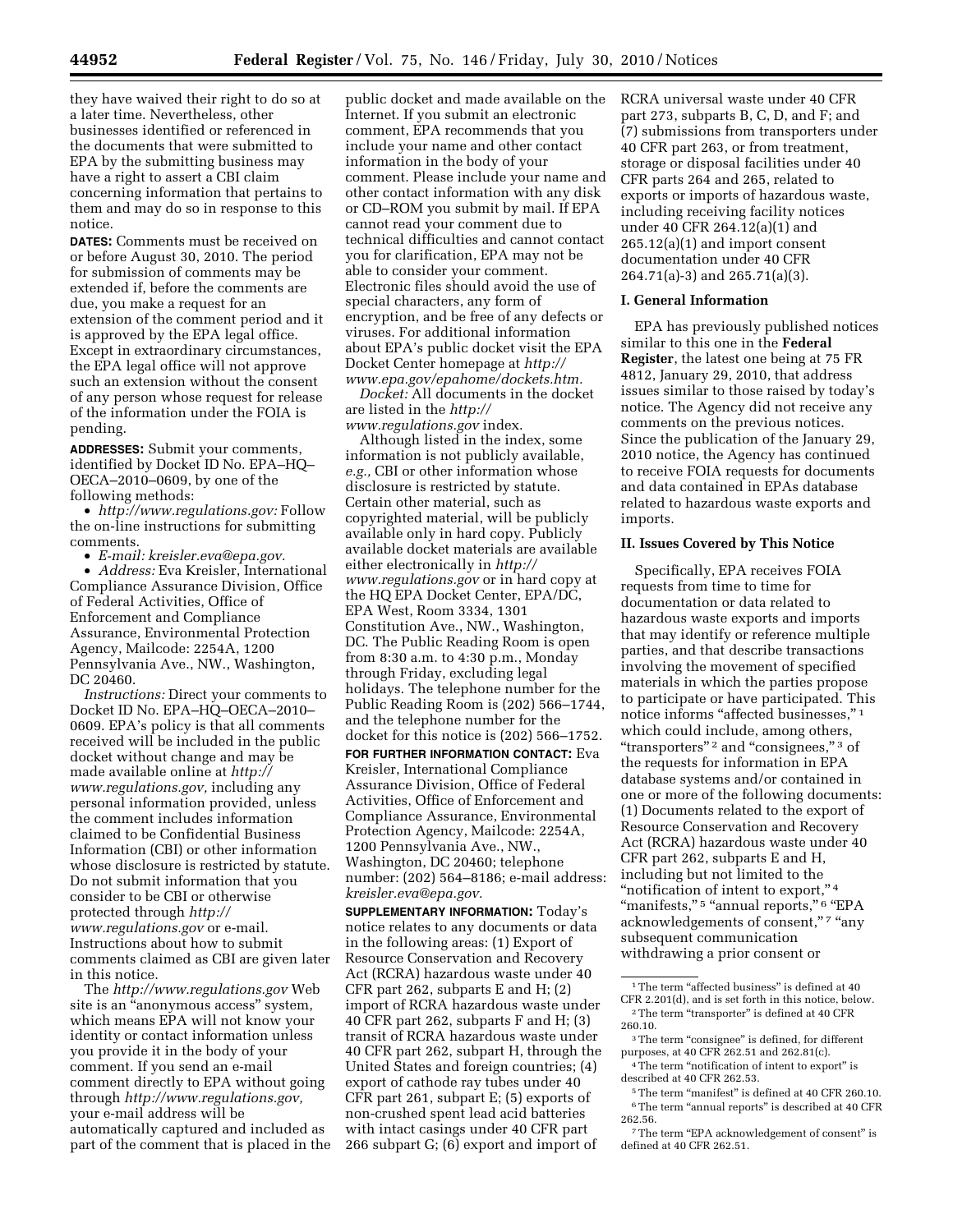they have waived their right to do so at a later time. Nevertheless, other businesses identified or referenced in the documents that were submitted to EPA by the submitting business may have a right to assert a CBI claim concerning information that pertains to them and may do so in response to this notice.

**DATES:** Comments must be received on or before August 30, 2010. The period for submission of comments may be extended if, before the comments are due, you make a request for an extension of the comment period and it is approved by the EPA legal office. Except in extraordinary circumstances, the EPA legal office will not approve such an extension without the consent of any person whose request for release of the information under the FOIA is pending.

**ADDRESSES:** Submit your comments, identified by Docket ID No. EPA–HQ–OECA–2010–0609, by one of the following methods:

- *http://www.regulations.gov:* Follow the on-line instructions for submitting comments.
- *E-mail: kreisler.eva@epa.gov.*
- *Address:* Eva Kreisler, International Compliance Assurance Division, Office of Federal Activities, Office of Enforcement and Compliance Assurance, Environmental Protection Agency, Mailcode: 2254A, 1200 Pennsylvania Ave., NW., Washington, DC 20460.

*Instructions:* Direct your comments to Docket ID No. EPA–HQ–OECA–2010–0609. EPA's policy is that all comments received will be included in the public docket without change and may be made available online at *http://www.regulations.gov,* including any personal information provided, unless the comment includes information claimed to be Confidential Business Information (CBI) or other information whose disclosure is restricted by statute. Do not submit information that you consider to be CBI or otherwise protected through *http://www.regulations.gov* or e-mail. Instructions about how to submit comments claimed as CBI are given later in this notice.

The *http://www.regulations.gov* Web site is an "anonymous access" system, which means EPA will not know your identity or contact information unless you provide it in the body of your comment. If you send an e-mail comment directly to EPA without going through *http://www.regulations.gov,* your e-mail address will be automatically captured and included as part of the comment that is placed in the public docket and made available on the Internet. If you submit an electronic comment, EPA recommends that you include your name and other contact information in the body of your comment. Please include your name and other contact information with any disk or CD–ROM you submit by mail. If EPA cannot read your comment due to technical difficulties and cannot contact you for clarification, EPA may not be able to consider your comment. Electronic files should avoid the use of special characters, any form of encryption, and be free of any defects or viruses. For additional information about EPA's public docket visit the EPA Docket Center homepage at *http://www.epa.gov/epahome/dockets.htm.*

*Docket:* All documents in the docket are listed in the *http://www.regulations.gov* index.

Although listed in the index, some information is not publicly available, *e.g.,* CBI or other information whose disclosure is restricted by statute. Certain other material, such as copyrighted material, will be publicly available only in hard copy. Publicly available docket materials are available either electronically in *http://www.regulations.gov* or in hard copy at the HQ EPA Docket Center, EPA/DC, EPA West, Room 3334, 1301 Constitution Ave., NW., Washington, DC. The Public Reading Room is open from 8:30 a.m. to 4:30 p.m., Monday through Friday, excluding legal holidays. The telephone number for the Public Reading Room is (202) 566–1744, and the telephone number for the docket for this notice is (202) 566–1752.

**FOR FURTHER INFORMATION CONTACT:** Eva Kreisler, International Compliance Assurance Division, Office of Federal Activities, Office of Enforcement and Compliance Assurance, Environmental Protection Agency, Mailcode: 2254A, 1200 Pennsylvania Ave., NW., Washington, DC 20460; telephone number: (202) 564–8186; e-mail address: *kreisler.eva@epa.gov.*

**SUPPLEMENTARY INFORMATION:** Today's notice relates to any documents or data in the following areas: (1) Export of Resource Conservation and Recovery Act (RCRA) hazardous waste under 40 CFR part 262, subparts E and H; (2) import of RCRA hazardous waste under 40 CFR part 262, subparts F and H; (3) transit of RCRA hazardous waste under 40 CFR part 262, subpart H, through the United States and foreign countries; (4) export of cathode ray tubes under 40 CFR part 261, subpart E; (5) exports of non-crushed spent lead acid batteries with intact casings under 40 CFR part 266 subpart G; (6) export and import of RCRA universal waste under 40 CFR part 273, subparts B, C, D, and F; and (7) submissions from transporters under 40 CFR part 263, or from treatment, storage or disposal facilities under 40 CFR parts 264 and 265, related to exports or imports of hazardous waste, including receiving facility notices under 40 CFR 264.12(a)(1) and 265.12(a)(1) and import consent documentation under 40 CFR 264.71(a)-3) and 265.71(a)(3).

## I. General Information

EPA has previously published notices similar to this one in the **Federal Register**, the latest one being at 75 FR 4812, January 29, 2010, that address issues similar to those raised by today's notice. The Agency did not receive any comments on the previous notices. Since the publication of the January 29, 2010 notice, the Agency has continued to receive FOIA requests for documents and data contained in EPAs database related to hazardous waste exports and imports.

## II. Issues Covered by This Notice

Specifically, EPA receives FOIA requests from time to time for documentation or data related to hazardous waste exports and imports that may identify or reference multiple parties, and that describe transactions involving the movement of specified materials in which the parties propose to participate or have participated. This notice informs "affected businesses," [1] which could include, among others, "transporters" [2] and "consignees," [3] of the requests for information in EPA database systems and/or contained in one or more of the following documents: (1) Documents related to the export of Resource Conservation and Recovery Act (RCRA) hazardous waste under 40 CFR part 262, subparts E and H, including but not limited to the "notification of intent to export," [4] "manifests," [5] "annual reports," [6] "EPA acknowledgements of consent," [7] "any subsequent communication withdrawing a prior consent or

[1] The term "affected business" is defined at 40 CFR 2.201(d), and is set forth in this notice, below.

[2] The term "transporter" is defined at 40 CFR 260.10.

[3] The term "consignee" is defined, for different purposes, at 40 CFR 262.51 and 262.81(c).

[4] The term "notification of intent to export" is described at 40 CFR 262.53.

[5] The term "manifest" is defined at 40 CFR 260.10.

[6] The term "annual reports" is described at 40 CFR 262.56.

[7] The term "EPA acknowledgement of consent" is defined at 40 CFR 262.51.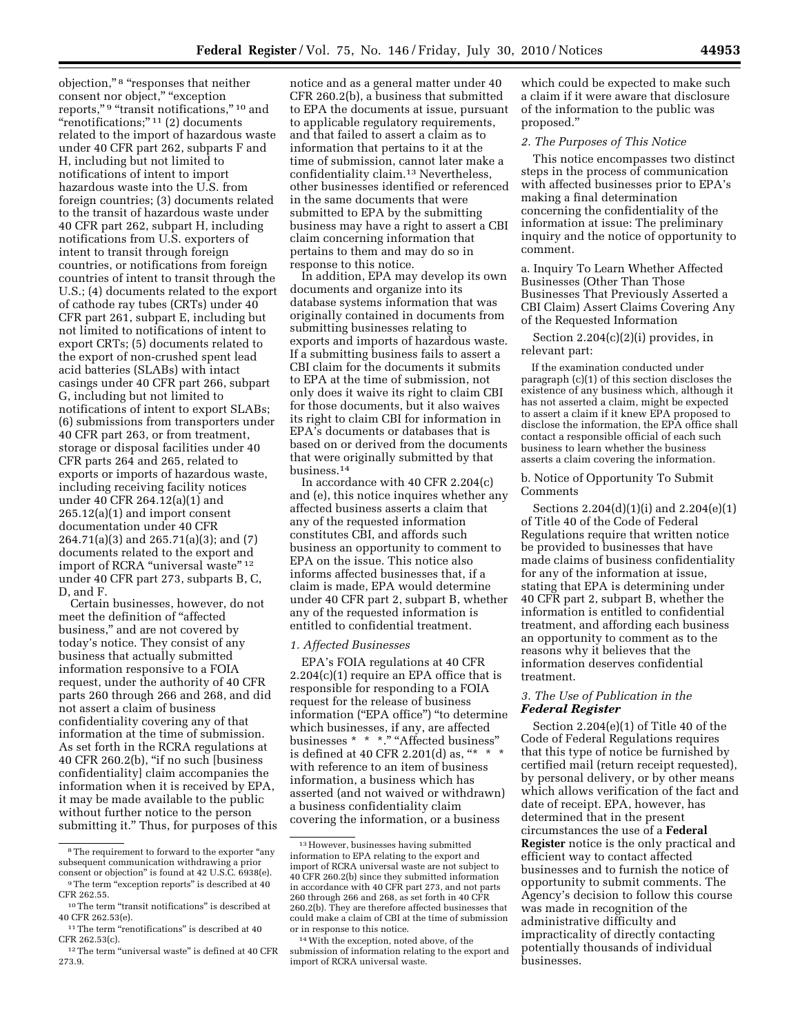objection," [8] "responses that neither consent nor object," "exception reports," [9] "transit notifications," [10] and "renotifications;" [11] (2) documents related to the import of hazardous waste under 40 CFR part 262, subparts F and H, including but not limited to notifications of intent to import hazardous waste into the U.S. from foreign countries; (3) documents related to the transit of hazardous waste under 40 CFR part 262, subpart H, including notifications from U.S. exporters of intent to transit through foreign countries, or notifications from foreign countries of intent to transit through the U.S.; (4) documents related to the export of cathode ray tubes (CRTs) under 40 CFR part 261, subpart E, including but not limited to notifications of intent to export CRTs; (5) documents related to the export of non-crushed spent lead acid batteries (SLABs) with intact casings under 40 CFR part 266, subpart G, including but not limited to notifications of intent to export SLABs; (6) submissions from transporters under 40 CFR part 263, or from treatment, storage or disposal facilities under 40 CFR parts 264 and 265, related to exports or imports of hazardous waste, including receiving facility notices under 40 CFR 264.12(a)(1) and 265.12(a)(1) and import consent documentation under 40 CFR 264.71(a)(3) and 265.71(a)(3); and (7) documents related to the export and import of RCRA "universal waste" [12] under 40 CFR part 273, subparts B, C, D, and F.

Certain businesses, however, do not meet the definition of "affected business," and are not covered by today's notice. They consist of any business that actually submitted information responsive to a FOIA request, under the authority of 40 CFR parts 260 through 266 and 268, and did not assert a claim of business confidentiality covering any of that information at the time of submission. As set forth in the RCRA regulations at 40 CFR 260.2(b), "if no such [business confidentiality] claim accompanies the information when it is received by EPA, it may be made available to the public without further notice to the person submitting it." Thus, for purposes of this notice and as a general matter under 40 CFR 260.2(b), a business that submitted to EPA the documents at issue, pursuant to applicable regulatory requirements, and that failed to assert a claim as to information that pertains to it at the time of submission, cannot later make a confidentiality claim.[13] Nevertheless, other businesses identified or referenced in the same documents that were submitted to EPA by the submitting business may have a right to assert a CBI claim concerning information that pertains to them and may do so in response to this notice.

In addition, EPA may develop its own documents and organize into its database systems information that was originally contained in documents from submitting businesses relating to exports and imports of hazardous waste. If a submitting business fails to assert a CBI claim for the documents it submits to EPA at the time of submission, not only does it waive its right to claim CBI for those documents, but it also waives its right to claim CBI for information in EPA's documents or databases that is based on or derived from the documents that were originally submitted by that business.[14]

In accordance with 40 CFR 2.204(c) and (e), this notice inquires whether any affected business asserts a claim that any of the requested information constitutes CBI, and affords such business an opportunity to comment to EPA on the issue. This notice also informs affected businesses that, if a claim is made, EPA would determine under 40 CFR part 2, subpart B, whether any of the requested information is entitled to confidential treatment.

### *1. Affected Businesses*

EPA's FOIA regulations at 40 CFR 2.204(c)(1) require an EPA office that is responsible for responding to a FOIA request for the release of business information ("EPA office") "to determine which businesses, if any, are affected businesses * * *." "Affected business" is defined at 40 CFR 2.201(d) as, "* * * with reference to an item of business information, a business which has asserted (and not waived or withdrawn) a business confidentiality claim covering the information, or a business which could be expected to make such a claim if it were aware that disclosure of the information to the public was proposed."

### *2. The Purposes of This Notice*

This notice encompasses two distinct steps in the process of communication with affected businesses prior to EPA's making a final determination concerning the confidentiality of the information at issue: The preliminary inquiry and the notice of opportunity to comment.

#### a. Inquiry To Learn Whether Affected Businesses (Other Than Those Businesses That Previously Asserted a CBI Claim) Assert Claims Covering Any of the Requested Information

Section 2.204(c)(2)(i) provides, in relevant part:

> If the examination conducted under paragraph (c)(1) of this section discloses the existence of any business which, although it has not asserted a claim, might be expected to assert a claim if it knew EPA proposed to disclose the information, the EPA office shall contact a responsible official of each such business to learn whether the business asserts a claim covering the information.

#### b. Notice of Opportunity To Submit Comments

Sections 2.204(d)(1)(i) and 2.204(e)(1) of Title 40 of the Code of Federal Regulations require that written notice be provided to businesses that have made claims of business confidentiality for any of the information at issue, stating that EPA is determining under 40 CFR part 2, subpart B, whether the information is entitled to confidential treatment, and affording each business an opportunity to comment as to the reasons why it believes that the information deserves confidential treatment.

### *3. The Use of Publication in the **Federal Register***

Section 2.204(e)(1) of Title 40 of the Code of Federal Regulations requires that this type of notice be furnished by certified mail (return receipt requested), by personal delivery, or by other means which allows verification of the fact and date of receipt. EPA, however, has determined that in the present circumstances the use of a **Federal Register** notice is the only practical and efficient way to contact affected businesses and to furnish the notice of opportunity to submit comments. The Agency's decision to follow this course was made in recognition of the administrative difficulty and impracticality of directly contacting potentially thousands of individual businesses.

---

[8] The requirement to forward to the exporter "any subsequent communication withdrawing a prior consent or objection" is found at 42 U.S.C. 6938(e).

[9] The term "exception reports" is described at 40 CFR 262.55.

[10] The term "transit notifications" is described at 40 CFR 262.53(e).

[11] The term "renotifications" is described at 40 CFR 262.53(c).

[12] The term "universal waste" is defined at 40 CFR 273.9.

[13] However, businesses having submitted information to EPA relating to the export and import of RCRA universal waste are not subject to 40 CFR 260.2(b) since they submitted information in accordance with 40 CFR part 273, and not parts 260 through 266 and 268, as set forth in 40 CFR 260.2(b). They are therefore affected businesses that could make a claim of CBI at the time of submission or in response to this notice.

[14] With the exception, noted above, of the submission of information relating to the export and import of RCRA universal waste.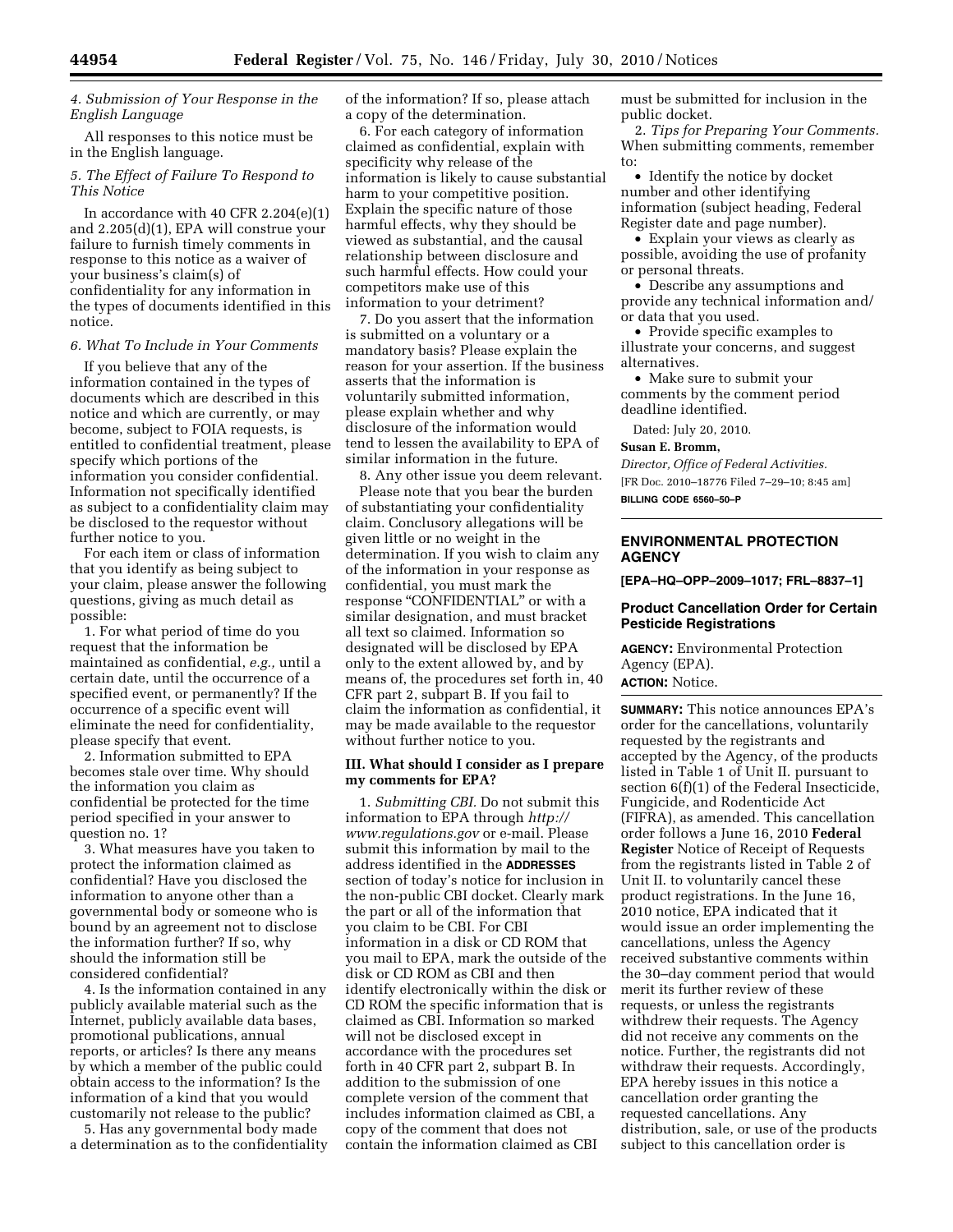### 4. Submission of Your Response in the English Language

All responses to this notice must be in the English language.

### 5. The Effect of Failure To Respond to This Notice

In accordance with 40 CFR 2.204(e)(1) and 2.205(d)(1), EPA will construe your failure to furnish timely comments in response to this notice as a waiver of your business's claim(s) of confidentiality for any information in the types of documents identified in this notice.

### 6. What To Include in Your Comments

If you believe that any of the information contained in the types of documents which are described in this notice and which are currently, or may become, subject to FOIA requests, is entitled to confidential treatment, please specify which portions of the information you consider confidential. Information not specifically identified as subject to a confidentiality claim may be disclosed to the requestor without further notice to you.

For each item or class of information that you identify as being subject to your claim, please answer the following questions, giving as much detail as possible:

1. For what period of time do you request that the information be maintained as confidential, *e.g.,* until a certain date, until the occurrence of a specified event, or permanently? If the occurrence of a specific event will eliminate the need for confidentiality, please specify that event.

2. Information submitted to EPA becomes stale over time. Why should the information you claim as confidential be protected for the time period specified in your answer to question no. 1?

3. What measures have you taken to protect the information claimed as confidential? Have you disclosed the information to anyone other than a governmental body or someone who is bound by an agreement not to disclose the information further? If so, why should the information still be considered confidential?

4. Is the information contained in any publicly available material such as the Internet, publicly available data bases, promotional publications, annual reports, or articles? Is there any means by which a member of the public could obtain access to the information? Is the information of a kind that you would customarily not release to the public?

5. Has any governmental body made a determination as to the confidentiality of the information? If so, please attach a copy of the determination.

6. For each category of information claimed as confidential, explain with specificity why release of the information is likely to cause substantial harm to your competitive position. Explain the specific nature of those harmful effects, why they should be viewed as substantial, and the causal relationship between disclosure and such harmful effects. How could your competitors make use of this information to your detriment?

7. Do you assert that the information is submitted on a voluntary or a mandatory basis? Please explain the reason for your assertion. If the business asserts that the information is voluntarily submitted information, please explain whether and why disclosure of the information would tend to lessen the availability to EPA of similar information in the future.

8. Any other issue you deem relevant.

Please note that you bear the burden of substantiating your confidentiality claim. Conclusory allegations will be given little or no weight in the determination. If you wish to claim any of the information in your response as confidential, you must mark the response "CONFIDENTIAL" or with a similar designation, and must bracket all text so claimed. Information so designated will be disclosed by EPA only to the extent allowed by, and by means of, the procedures set forth in, 40 CFR part 2, subpart B. If you fail to claim the information as confidential, it may be made available to the requestor without further notice to you.

## III. What should I consider as I prepare my comments for EPA?

1. *Submitting CBI.* Do not submit this information to EPA through *http://www.regulations.gov* or e-mail. Please submit this information by mail to the address identified in the **ADDRESSES** section of today's notice for inclusion in the non-public CBI docket. Clearly mark the part or all of the information that you claim to be CBI. For CBI information in a disk or CD ROM that you mail to EPA, mark the outside of the disk or CD ROM as CBI and then identify electronically within the disk or CD ROM the specific information that is claimed as CBI. Information so marked will not be disclosed except in accordance with the procedures set forth in 40 CFR part 2, subpart B. In addition to the submission of one complete version of the comment that includes information claimed as CBI, a copy of the comment that does not contain the information claimed as CBI must be submitted for inclusion in the public docket.

2. *Tips for Preparing Your Comments.* When submitting comments, remember to:

- Identify the notice by docket number and other identifying information (subject heading, Federal Register date and page number).
- Explain your views as clearly as possible, avoiding the use of profanity or personal threats.
- Describe any assumptions and provide any technical information and/or data that you used.
- Provide specific examples to illustrate your concerns, and suggest alternatives.
- Make sure to submit your comments by the comment period deadline identified.

Dated: July 20, 2010.

**Susan E. Bromm,**

*Director, Office of Federal Activities.*

[FR Doc. 2010–18776 Filed 7–29–10; 8:45 am]

**BILLING CODE 6560–50–P**

---

# ENVIRONMENTAL PROTECTION AGENCY

**[EPA–HQ–OPP–2009–1017; FRL–8837–1]**

## Product Cancellation Order for Certain Pesticide Registrations

**AGENCY:** Environmental Protection Agency (EPA).

**ACTION:** Notice.

**SUMMARY:** This notice announces EPA's order for the cancellations, voluntarily requested by the registrants and accepted by the Agency, of the products listed in Table 1 of Unit II. pursuant to section 6(f)(1) of the Federal Insecticide, Fungicide, and Rodenticide Act (FIFRA), as amended. This cancellation order follows a June 16, 2010 **Federal Register** Notice of Receipt of Requests from the registrants listed in Table 2 of Unit II. to voluntarily cancel these product registrations. In the June 16, 2010 notice, EPA indicated that it would issue an order implementing the cancellations, unless the Agency received substantive comments within the 30–day comment period that would merit its further review of these requests, or unless the registrants withdrew their requests. The Agency did not receive any comments on the notice. Further, the registrants did not withdraw their requests. Accordingly, EPA hereby issues in this notice a cancellation order granting the requested cancellations. Any distribution, sale, or use of the products subject to this cancellation order is